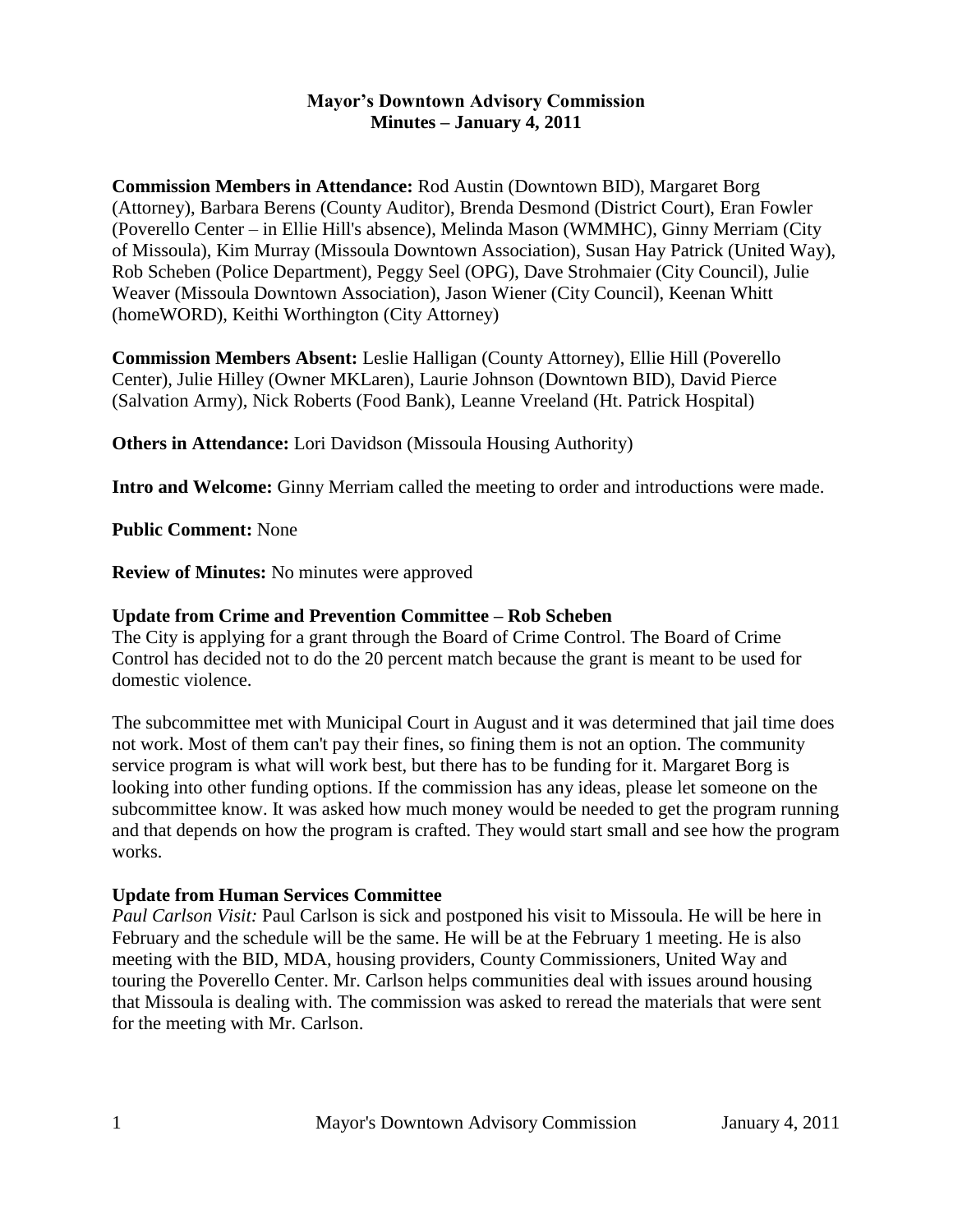# Mayor's Downtown Advisory Commission
## Minutes – January 4, 2011

**Commission Members in Attendance:** Rod Austin (Downtown BID), Margaret Borg (Attorney), Barbara Berens (County Auditor), Brenda Desmond (District Court), Eran Fowler (Poverello Center – in Ellie Hill's absence), Melinda Mason (WMMHC), Ginny Merriam (City of Missoula), Kim Murray (Missoula Downtown Association), Susan Hay Patrick (United Way), Rob Scheben (Police Department), Peggy Seel (OPG), Dave Strohmaier (City Council), Julie Weaver (Missoula Downtown Association), Jason Wiener (City Council), Keenan Whitt (homeWORD), Keithi Worthington (City Attorney)

**Commission Members Absent:** Leslie Halligan (County Attorney), Ellie Hill (Poverello Center), Julie Hilley (Owner MKLaren), Laurie Johnson (Downtown BID), David Pierce (Salvation Army), Nick Roberts (Food Bank), Leanne Vreeland (Ht. Patrick Hospital)

**Others in Attendance:** Lori Davidson (Missoula Housing Authority)

**Intro and Welcome:** Ginny Merriam called the meeting to order and introductions were made.

**Public Comment:** None

**Review of Minutes:** No minutes were approved

**Update from Crime and Prevention Committee – Rob Scheben**

The City is applying for a grant through the Board of Crime Control. The Board of Crime Control has decided not to do the 20 percent match because the grant is meant to be used for domestic violence.

The subcommittee met with Municipal Court in August and it was determined that jail time does not work. Most of them can't pay their fines, so fining them is not an option. The community service program is what will work best, but there has to be funding for it. Margaret Borg is looking into other funding options. If the commission has any ideas, please let someone on the subcommittee know. It was asked how much money would be needed to get the program running and that depends on how the program is crafted. They would start small and see how the program works.

**Update from Human Services Committee**

*Paul Carlson Visit:* Paul Carlson is sick and postponed his visit to Missoula. He will be here in February and the schedule will be the same. He will be at the February 1 meeting. He is also meeting with the BID, MDA, housing providers, County Commissioners, United Way and touring the Poverello Center. Mr. Carlson helps communities deal with issues around housing that Missoula is dealing with. The commission was asked to reread the materials that were sent for the meeting with Mr. Carlson.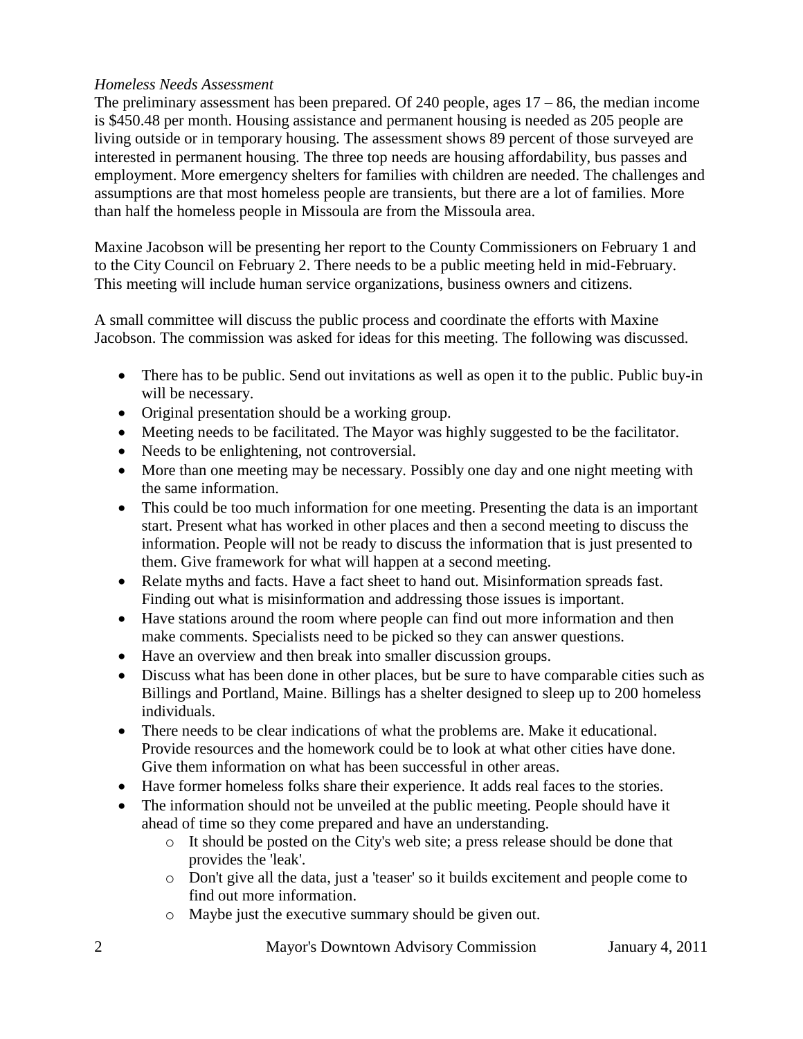*Homeless Needs Assessment*

The preliminary assessment has been prepared. Of 240 people, ages 17 – 86, the median income is $450.48 per month. Housing assistance and permanent housing is needed as 205 people are living outside or in temporary housing. The assessment shows 89 percent of those surveyed are interested in permanent housing. The three top needs are housing affordability, bus passes and employment. More emergency shelters for families with children are needed. The challenges and assumptions are that most homeless people are transients, but there are a lot of families. More than half the homeless people in Missoula are from the Missoula area.

Maxine Jacobson will be presenting her report to the County Commissioners on February 1 and to the City Council on February 2. There needs to be a public meeting held in mid-February. This meeting will include human service organizations, business owners and citizens.

A small committee will discuss the public process and coordinate the efforts with Maxine Jacobson. The commission was asked for ideas for this meeting. The following was discussed.

- There has to be public. Send out invitations as well as open it to the public. Public buy-in will be necessary.
- Original presentation should be a working group.
- Meeting needs to be facilitated. The Mayor was highly suggested to be the facilitator.
- Needs to be enlightening, not controversial.
- More than one meeting may be necessary. Possibly one day and one night meeting with the same information.
- This could be too much information for one meeting. Presenting the data is an important start. Present what has worked in other places and then a second meeting to discuss the information. People will not be ready to discuss the information that is just presented to them. Give framework for what will happen at a second meeting.
- Relate myths and facts. Have a fact sheet to hand out. Misinformation spreads fast. Finding out what is misinformation and addressing those issues is important.
- Have stations around the room where people can find out more information and then make comments. Specialists need to be picked so they can answer questions.
- Have an overview and then break into smaller discussion groups.
- Discuss what has been done in other places, but be sure to have comparable cities such as Billings and Portland, Maine. Billings has a shelter designed to sleep up to 200 homeless individuals.
- There needs to be clear indications of what the problems are. Make it educational. Provide resources and the homework could be to look at what other cities have done. Give them information on what has been successful in other areas.
- Have former homeless folks share their experience. It adds real faces to the stories.
- The information should not be unveiled at the public meeting. People should have it ahead of time so they come prepared and have an understanding.
    - It should be posted on the City's web site; a press release should be done that provides the 'leak'.
    - Don't give all the data, just a 'teaser' so it builds excitement and people come to find out more information.
    - Maybe just the executive summary should be given out.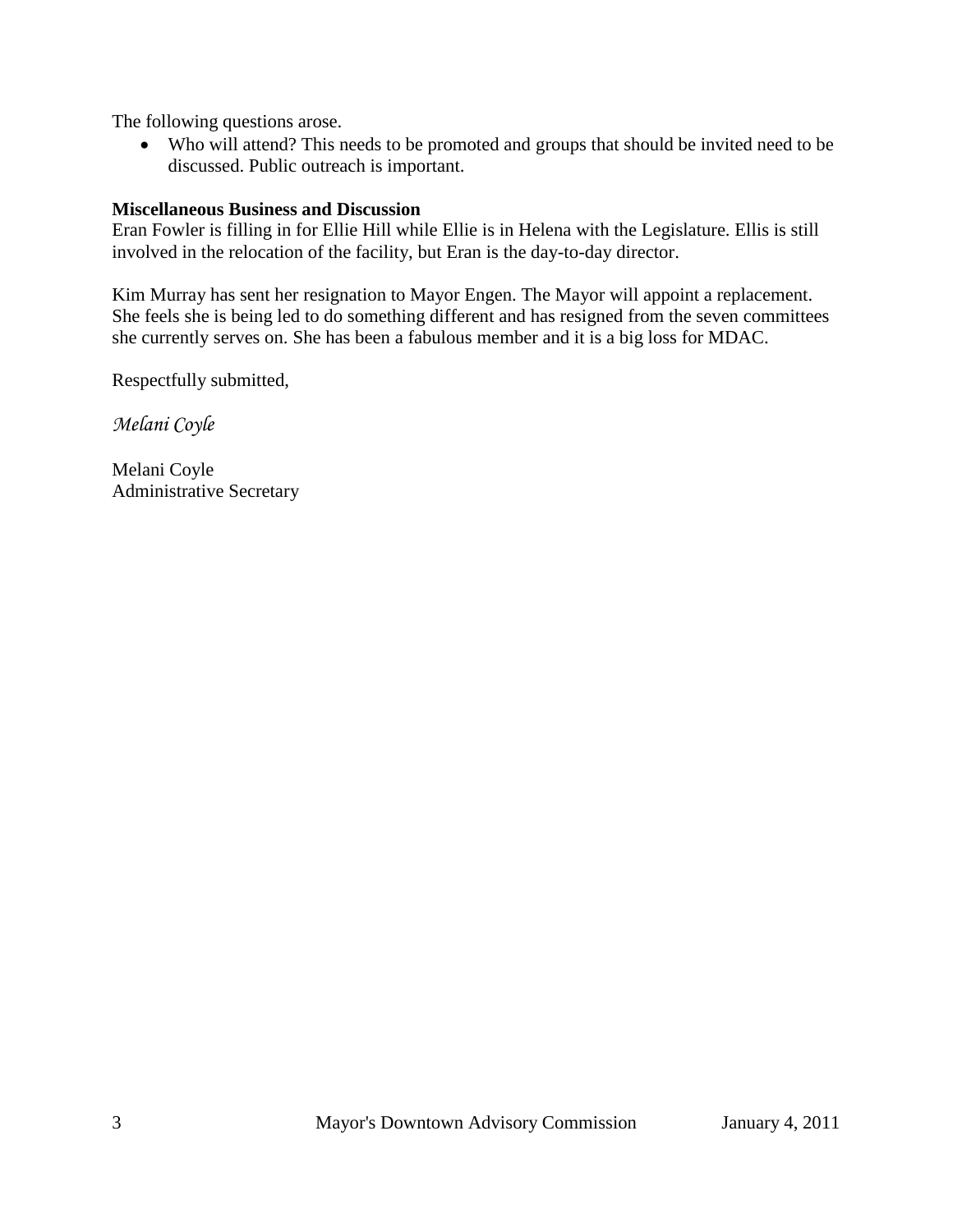The following questions arose.

- Who will attend? This needs to be promoted and groups that should be invited need to be discussed. Public outreach is important.

**Miscellaneous Business and Discussion**
Eran Fowler is filling in for Ellie Hill while Ellie is in Helena with the Legislature. Ellis is still involved in the relocation of the facility, but Eran is the day-to-day director.

Kim Murray has sent her resignation to Mayor Engen. The Mayor will appoint a replacement. She feels she is being led to do something different and has resigned from the seven committees she currently serves on. She has been a fabulous member and it is a big loss for MDAC.

Respectfully submitted,

*Melani Coyle*

Melani Coyle
Administrative Secretary